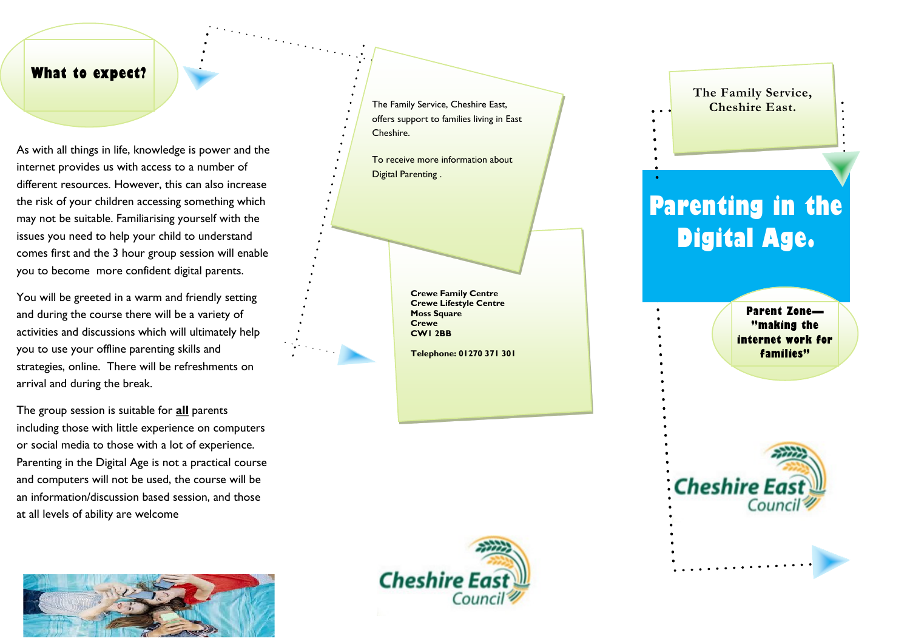## What to expect?

As with all things in life, knowledge is power and the internet provides us with access to a number of different resources. However, this can also increase the risk of your children accessing something which may not be suitable. Familiarising yourself with the issues you need to help your child to understand comes first and the 3 hour group session will enable you to become more confident digital parents.

You will be greeted in a warm and friendly setting and during the course there will be a variety of activities and discussions which will ultimately help you to use your offline parenting skills and strategies, online. There will be refreshments on arrival and during the break.

The group session is suitable for **all** parents including those with little experience on computers or social media to those with a lot of experience. Parenting in the Digital Age is not a practical course and computers will not be used, the course will be an information/discussion based session, and those at all levels of ability are welcome

The Family Service, Cheshire East, offers support to families living in East Cheshire.

To receive more information about Digital Parenting .

**Crewe Family Centre**
**Crewe Lifestyle Centre**
**Moss Square**
**Crewe**
**CW1 2BB**

**Telephone: 01270 371 301**

Cheshire East Council

The Family Service, Cheshire East.

# Parenting in the Digital Age.

**Parent Zone— "making the internet work for families"**

Cheshire East Council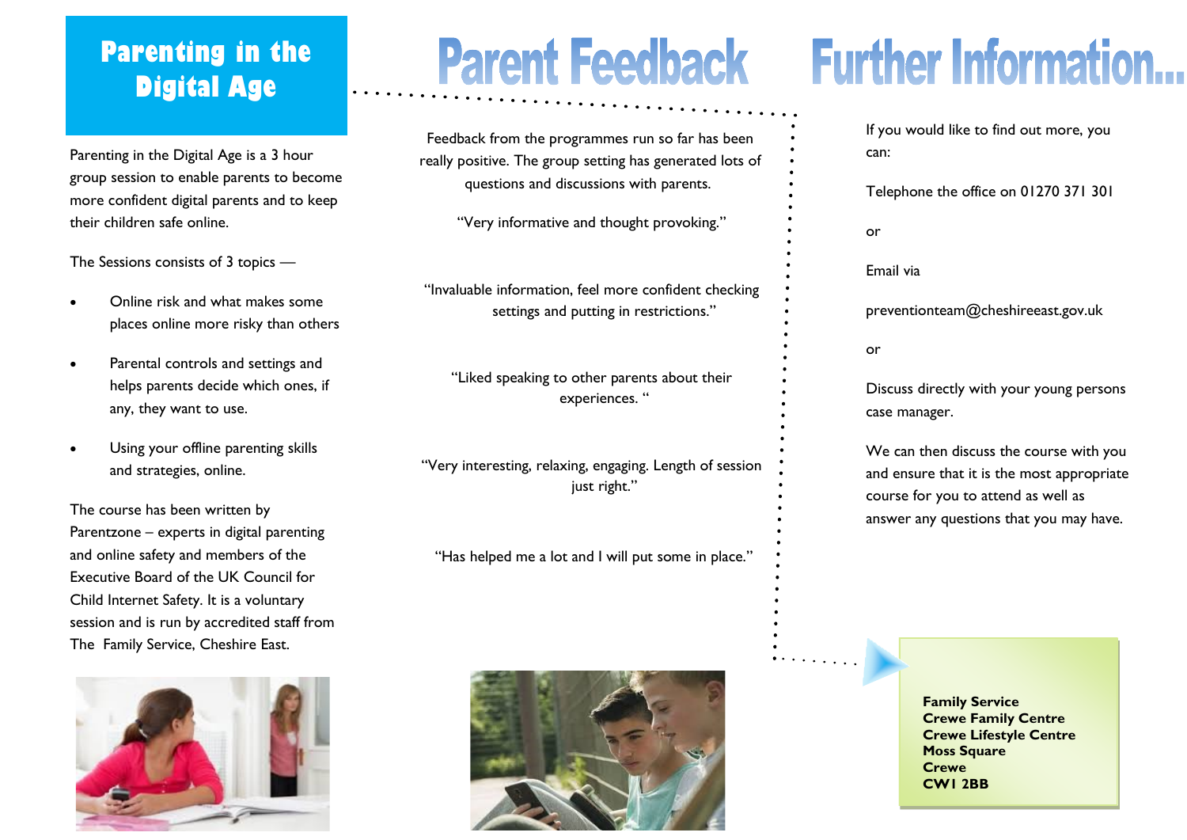# Parenting in the Digital Age

Parenting in the Digital Age is a 3 hour group session to enable parents to become more confident digital parents and to keep their children safe online.

The Sessions consists of 3 topics —

- Online risk and what makes some places online more risky than others
- Parental controls and settings and helps parents decide which ones, if any, they want to use.
- Using your offline parenting skills and strategies, online.

The course has been written by Parentzone – experts in digital parenting and online safety and members of the Executive Board of the UK Council for Child Internet Safety. It is a voluntary session and is run by accredited staff from The Family Service, Cheshire East.

# Parent Feedback

Feedback from the programmes run so far has been really positive. The group setting has generated lots of questions and discussions with parents.

"Very informative and thought provoking."

"Invaluable information, feel more confident checking settings and putting in restrictions."

"Liked speaking to other parents about their experiences. "

"Very interesting, relaxing, engaging. Length of session just right."

"Has helped me a lot and I will put some in place."

# Further Information...

If you would like to find out more, you can:

Telephone the office on 01270 371 301

or

Email via

preventionteam@cheshireeast.gov.uk

or

Discuss directly with your young persons case manager.

We can then discuss the course with you and ensure that it is the most appropriate course for you to attend as well as answer any questions that you may have.

**Family Service**
**Crewe Family Centre**
**Crewe Lifestyle Centre**
**Moss Square**
**Crewe**
**CW1 2BB**